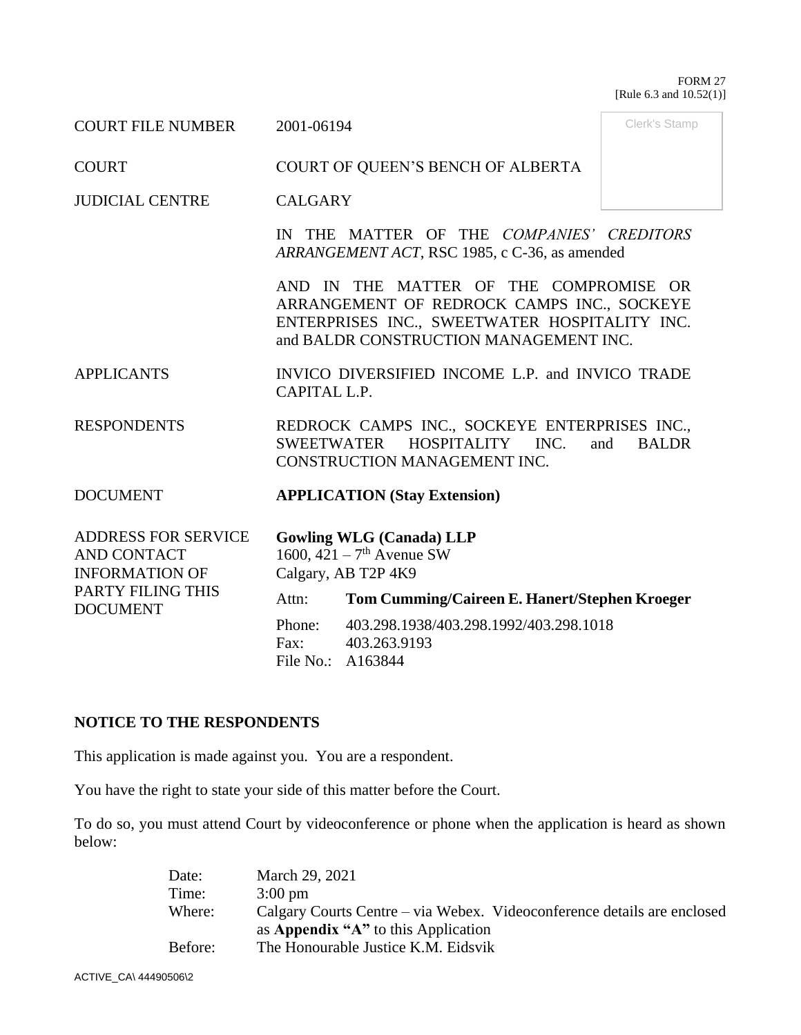FORM 27
[Rule 6.3 and 10.52(1)]

| | | |
|---|---|---|
| COURT FILE NUMBER | 2001-06194 | Clerk's Stamp |
| COURT | COURT OF QUEEN'S BENCH OF ALBERTA | |
| JUDICIAL CENTRE | CALGARY | |
| | IN THE MATTER OF THE *COMPANIES' CREDITORS ARRANGEMENT ACT*, RSC 1985, c C-36, as amended | |
| | AND IN THE MATTER OF THE COMPROMISE OR ARRANGEMENT OF REDROCK CAMPS INC., SOCKEYE ENTERPRISES INC., SWEETWATER HOSPITALITY INC. and BALDR CONSTRUCTION MANAGEMENT INC. | |
| APPLICANTS | INVICO DIVERSIFIED INCOME L.P. and INVICO TRADE CAPITAL L.P. | |
| RESPONDENTS | REDROCK CAMPS INC., SOCKEYE ENTERPRISES INC., SWEETWATER HOSPITALITY INC. and BALDR CONSTRUCTION MANAGEMENT INC. | |
| DOCUMENT | **APPLICATION (Stay Extension)** | |
| ADDRESS FOR SERVICE AND CONTACT INFORMATION OF PARTY FILING THIS DOCUMENT | **Gowling WLG (Canada) LLP**<br>1600, 421 – 7th Avenue SW<br>Calgary, AB T2P 4K9<br>Attn: **Tom Cumming/Caireen E. Hanert/Stephen Kroeger**<br>Phone: 403.298.1938/403.298.1992/403.298.1018<br>Fax: 403.263.9193<br>File No.: A163844 | |

## NOTICE TO THE RESPONDENTS

This application is made against you. You are a respondent.

You have the right to state your side of this matter before the Court.

To do so, you must attend Court by videoconference or phone when the application is heard as shown below:

| | |
|---|---|
| Date: | March 29, 2021 |
| Time: | 3:00 pm |
| Where: | Calgary Courts Centre – via Webex. Videoconference details are enclosed as **Appendix "A"** to this Application |
| Before: | The Honourable Justice K.M. Eidsvik |

ACTIVE_CA\ 44490506\2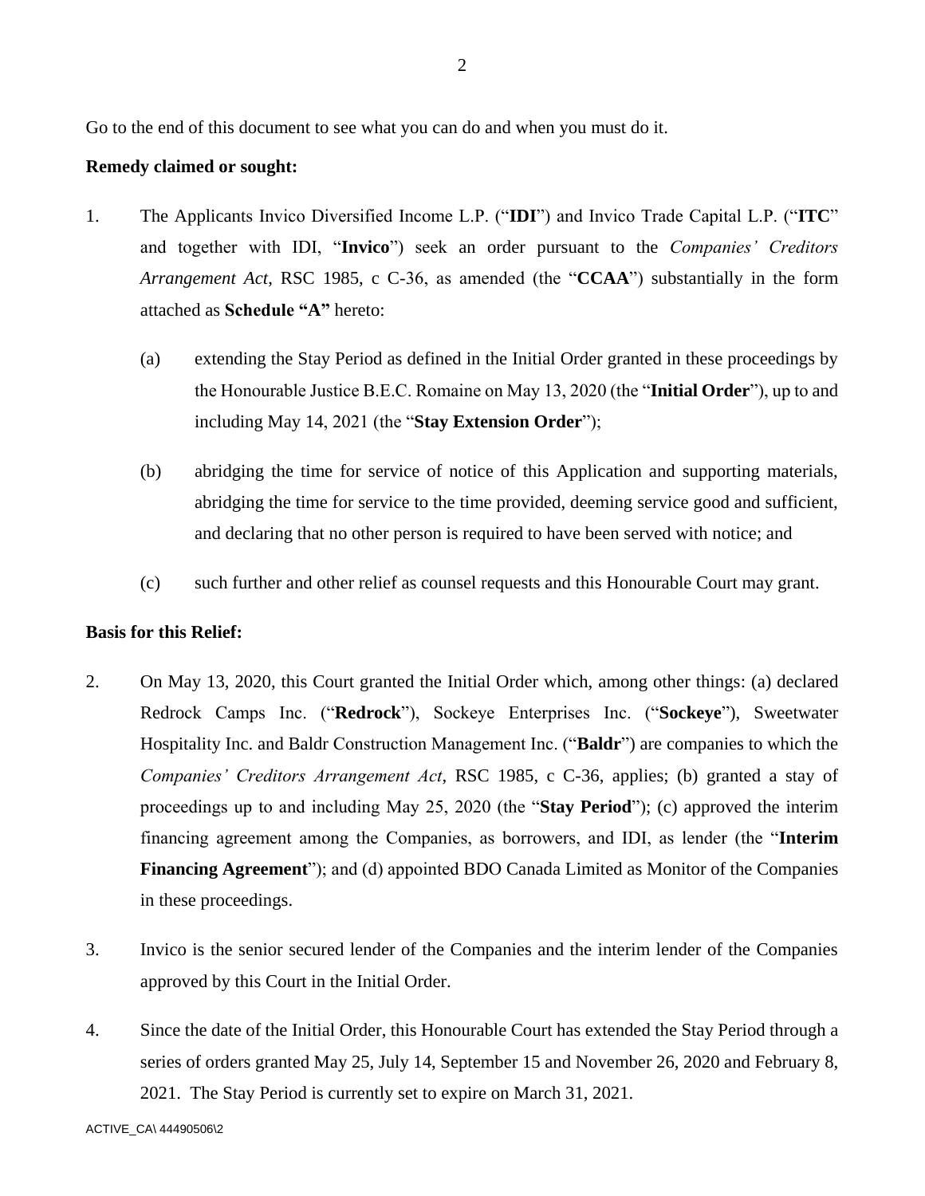Go to the end of this document to see what you can do and when you must do it.

**Remedy claimed or sought:**

1. The Applicants Invico Diversified Income L.P. ("**IDI**") and Invico Trade Capital L.P. ("**ITC**" and together with IDI, "**Invico**") seek an order pursuant to the *Companies' Creditors Arrangement Act*, RSC 1985, c C-36, as amended (the "**CCAA**") substantially in the form attached as **Schedule "A"** hereto:

   (a) extending the Stay Period as defined in the Initial Order granted in these proceedings by the Honourable Justice B.E.C. Romaine on May 13, 2020 (the "**Initial Order**"), up to and including May 14, 2021 (the "**Stay Extension Order**");

   (b) abridging the time for service of notice of this Application and supporting materials, abridging the time for service to the time provided, deeming service good and sufficient, and declaring that no other person is required to have been served with notice; and

   (c) such further and other relief as counsel requests and this Honourable Court may grant.

**Basis for this Relief:**

2. On May 13, 2020, this Court granted the Initial Order which, among other things: (a) declared Redrock Camps Inc. ("**Redrock**"), Sockeye Enterprises Inc. ("**Sockeye**"), Sweetwater Hospitality Inc. and Baldr Construction Management Inc. ("**Baldr**") are companies to which the *Companies' Creditors Arrangement Act*, RSC 1985, c C-36, applies; (b) granted a stay of proceedings up to and including May 25, 2020 (the "**Stay Period**"); (c) approved the interim financing agreement among the Companies, as borrowers, and IDI, as lender (the "**Interim Financing Agreement**"); and (d) appointed BDO Canada Limited as Monitor of the Companies in these proceedings.

3. Invico is the senior secured lender of the Companies and the interim lender of the Companies approved by this Court in the Initial Order.

4. Since the date of the Initial Order, this Honourable Court has extended the Stay Period through a series of orders granted May 25, July 14, September 15 and November 26, 2020 and February 8, 2021. The Stay Period is currently set to expire on March 31, 2021.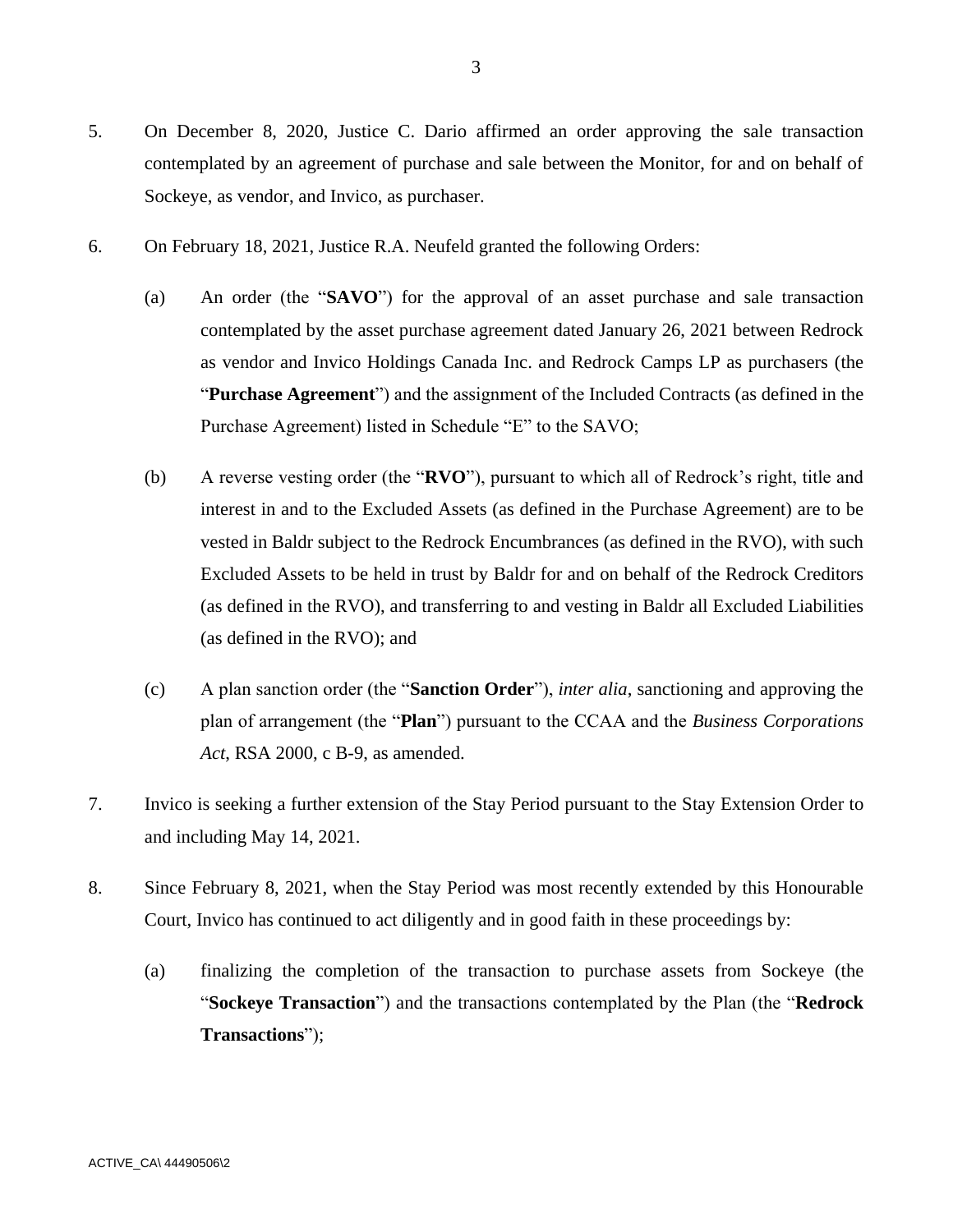5. On December 8, 2020, Justice C. Dario affirmed an order approving the sale transaction contemplated by an agreement of purchase and sale between the Monitor, for and on behalf of Sockeye, as vendor, and Invico, as purchaser.

6. On February 18, 2021, Justice R.A. Neufeld granted the following Orders:

   (a) An order (the "**SAVO**") for the approval of an asset purchase and sale transaction contemplated by the asset purchase agreement dated January 26, 2021 between Redrock as vendor and Invico Holdings Canada Inc. and Redrock Camps LP as purchasers (the "**Purchase Agreement**") and the assignment of the Included Contracts (as defined in the Purchase Agreement) listed in Schedule "E" to the SAVO;

   (b) A reverse vesting order (the "**RVO**"), pursuant to which all of Redrock's right, title and interest in and to the Excluded Assets (as defined in the Purchase Agreement) are to be vested in Baldr subject to the Redrock Encumbrances (as defined in the RVO), with such Excluded Assets to be held in trust by Baldr for and on behalf of the Redrock Creditors (as defined in the RVO), and transferring to and vesting in Baldr all Excluded Liabilities (as defined in the RVO); and

   (c) A plan sanction order (the "**Sanction Order**"), *inter alia*, sanctioning and approving the plan of arrangement (the "**Plan**") pursuant to the CCAA and the *Business Corporations Act*, RSA 2000, c B-9, as amended.

7. Invico is seeking a further extension of the Stay Period pursuant to the Stay Extension Order to and including May 14, 2021.

8. Since February 8, 2021, when the Stay Period was most recently extended by this Honourable Court, Invico has continued to act diligently and in good faith in these proceedings by:

   (a) finalizing the completion of the transaction to purchase assets from Sockeye (the "**Sockeye Transaction**") and the transactions contemplated by the Plan (the "**Redrock Transactions**");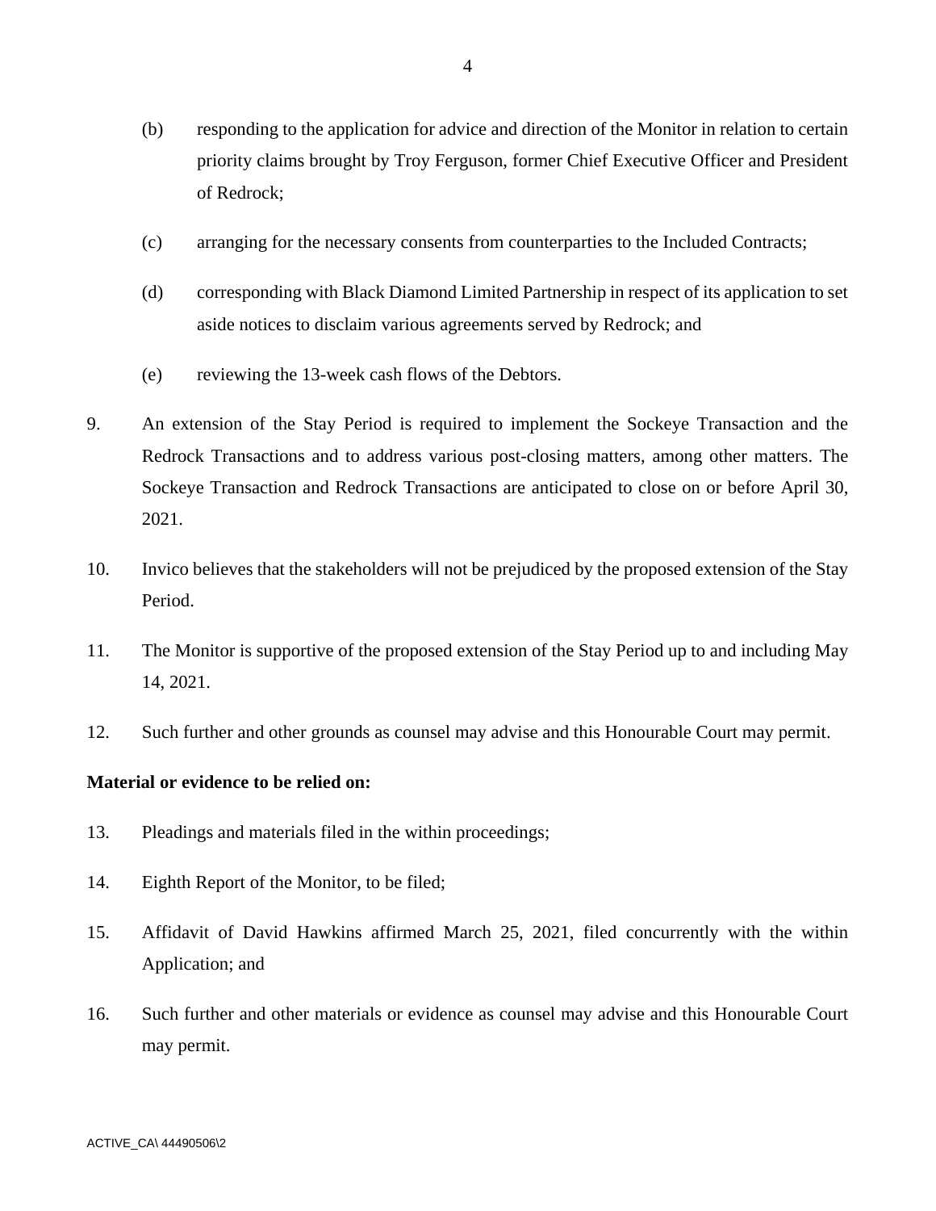(b) responding to the application for advice and direction of the Monitor in relation to certain priority claims brought by Troy Ferguson, former Chief Executive Officer and President of Redrock;

(c) arranging for the necessary consents from counterparties to the Included Contracts;

(d) corresponding with Black Diamond Limited Partnership in respect of its application to set aside notices to disclaim various agreements served by Redrock; and

(e) reviewing the 13-week cash flows of the Debtors.

9. An extension of the Stay Period is required to implement the Sockeye Transaction and the Redrock Transactions and to address various post-closing matters, among other matters. The Sockeye Transaction and Redrock Transactions are anticipated to close on or before April 30, 2021.

10. Invico believes that the stakeholders will not be prejudiced by the proposed extension of the Stay Period.

11. The Monitor is supportive of the proposed extension of the Stay Period up to and including May 14, 2021.

12. Such further and other grounds as counsel may advise and this Honourable Court may permit.

**Material or evidence to be relied on:**

13. Pleadings and materials filed in the within proceedings;

14. Eighth Report of the Monitor, to be filed;

15. Affidavit of David Hawkins affirmed March 25, 2021, filed concurrently with the within Application; and

16. Such further and other materials or evidence as counsel may advise and this Honourable Court may permit.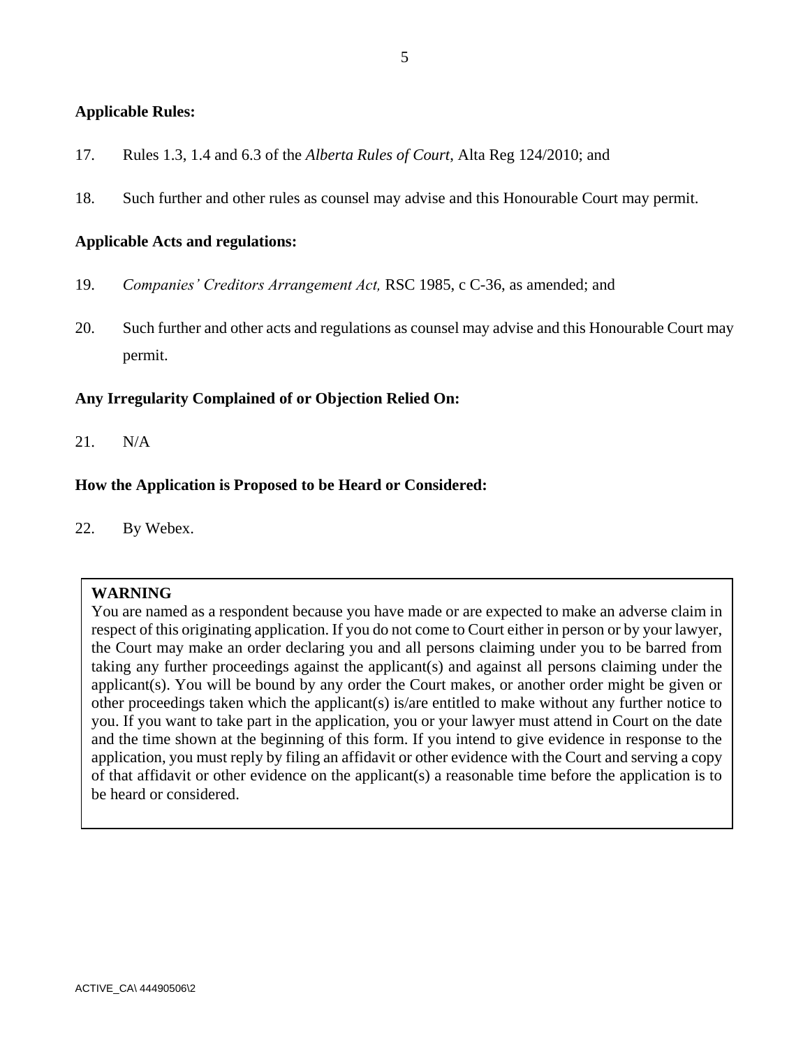**Applicable Rules:**

17. Rules 1.3, 1.4 and 6.3 of the *Alberta Rules of Court*, Alta Reg 124/2010; and

18. Such further and other rules as counsel may advise and this Honourable Court may permit.

**Applicable Acts and regulations:**

19. *Companies' Creditors Arrangement Act,* RSC 1985, c C-36, as amended; and

20. Such further and other acts and regulations as counsel may advise and this Honourable Court may permit.

**Any Irregularity Complained of or Objection Relied On:**

21. N/A

**How the Application is Proposed to be Heard or Considered:**

22. By Webex.

**WARNING**

You are named as a respondent because you have made or are expected to make an adverse claim in respect of this originating application. If you do not come to Court either in person or by your lawyer, the Court may make an order declaring you and all persons claiming under you to be barred from taking any further proceedings against the applicant(s) and against all persons claiming under the applicant(s). You will be bound by any order the Court makes, or another order might be given or other proceedings taken which the applicant(s) is/are entitled to make without any further notice to you. If you want to take part in the application, you or your lawyer must attend in Court on the date and the time shown at the beginning of this form. If you intend to give evidence in response to the application, you must reply by filing an affidavit or other evidence with the Court and serving a copy of that affidavit or other evidence on the applicant(s) a reasonable time before the application is to be heard or considered.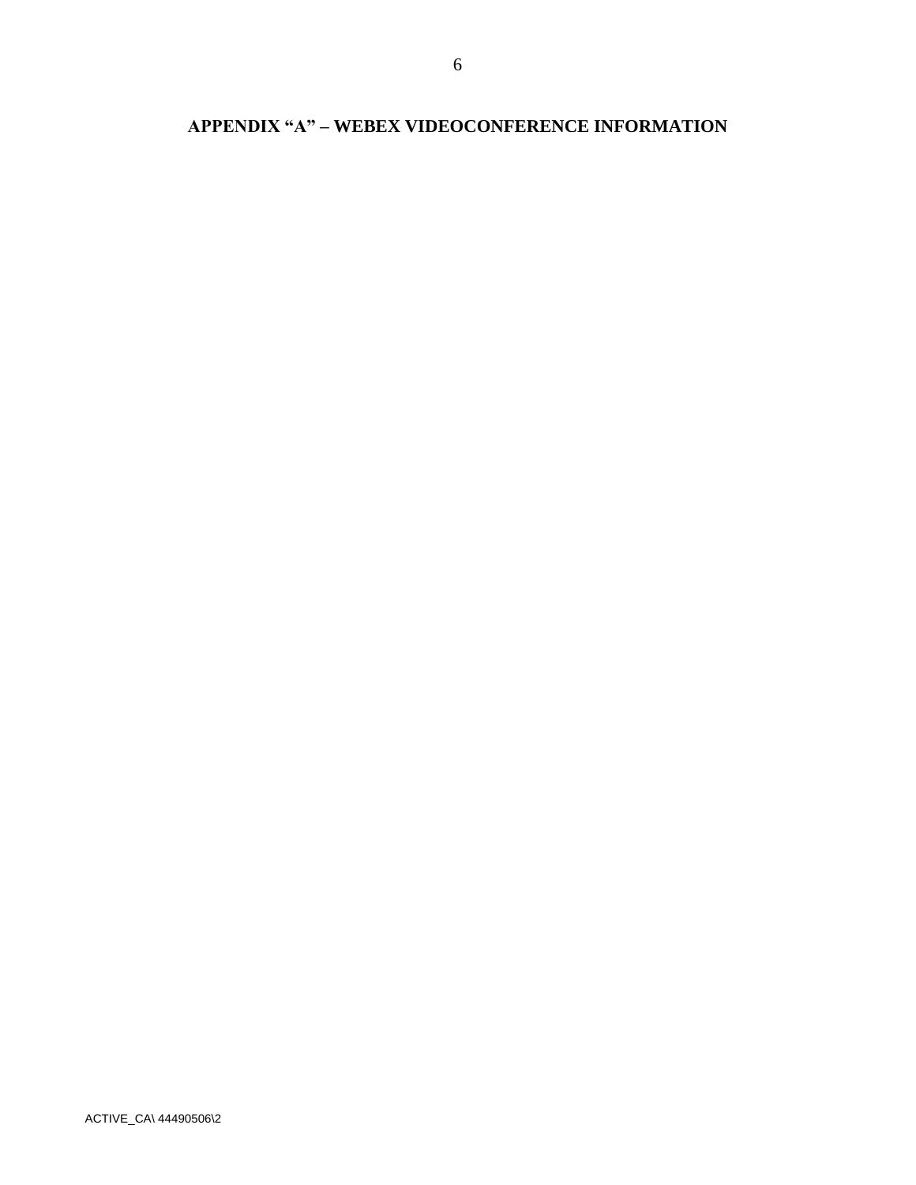## APPENDIX "A" – WEBEX VIDEOCONFERENCE INFORMATION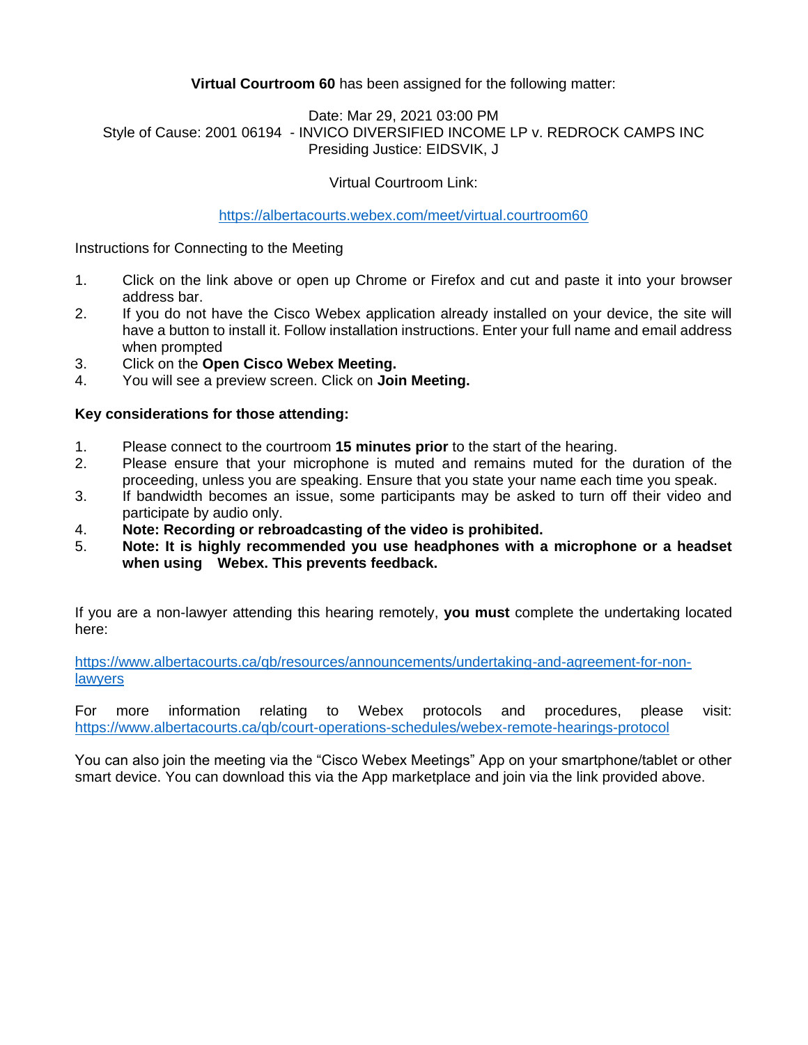**Virtual Courtroom 60** has been assigned for the following matter:

Date: Mar 29, 2021 03:00 PM
Style of Cause: 2001 06194 - INVICO DIVERSIFIED INCOME LP v. REDROCK CAMPS INC
Presiding Justice: EIDSVIK, J

Virtual Courtroom Link:

https://albertacourts.webex.com/meet/virtual.courtroom60

Instructions for Connecting to the Meeting

1. Click on the link above or open up Chrome or Firefox and cut and paste it into your browser address bar.
2. If you do not have the Cisco Webex application already installed on your device, the site will have a button to install it. Follow installation instructions. Enter your full name and email address when prompted
3. Click on the **Open Cisco Webex Meeting.**
4. You will see a preview screen. Click on **Join Meeting.**

**Key considerations for those attending:**

1. Please connect to the courtroom **15 minutes prior** to the start of the hearing.
2. Please ensure that your microphone is muted and remains muted for the duration of the proceeding, unless you are speaking. Ensure that you state your name each time you speak.
3. If bandwidth becomes an issue, some participants may be asked to turn off their video and participate by audio only.
4. **Note: Recording or rebroadcasting of the video is prohibited.**
5. **Note: It is highly recommended you use headphones with a microphone or a headset when using Webex. This prevents feedback.**

If you are a non-lawyer attending this hearing remotely, **you must** complete the undertaking located here:

https://www.albertacourts.ca/qb/resources/announcements/undertaking-and-agreement-for-non-lawyers

For more information relating to Webex protocols and procedures, please visit: https://www.albertacourts.ca/qb/court-operations-schedules/webex-remote-hearings-protocol

You can also join the meeting via the "Cisco Webex Meetings" App on your smartphone/tablet or other smart device. You can download this via the App marketplace and join via the link provided above.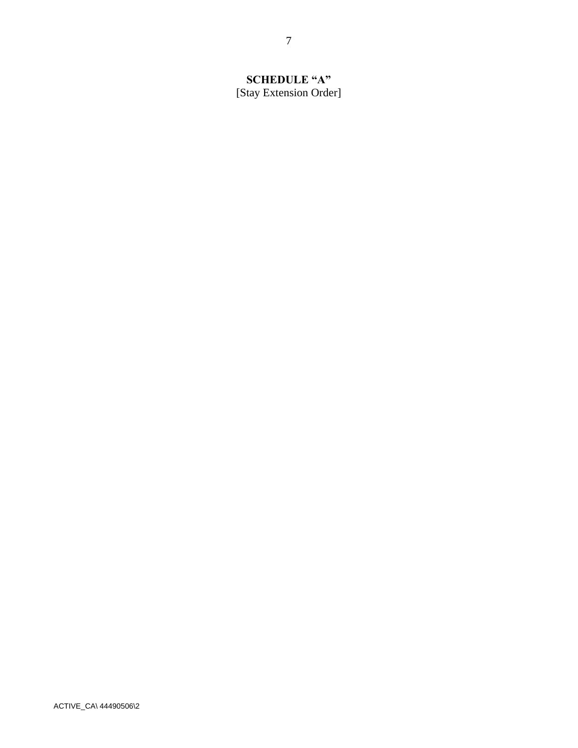**SCHEDULE "A"**

[Stay Extension Order]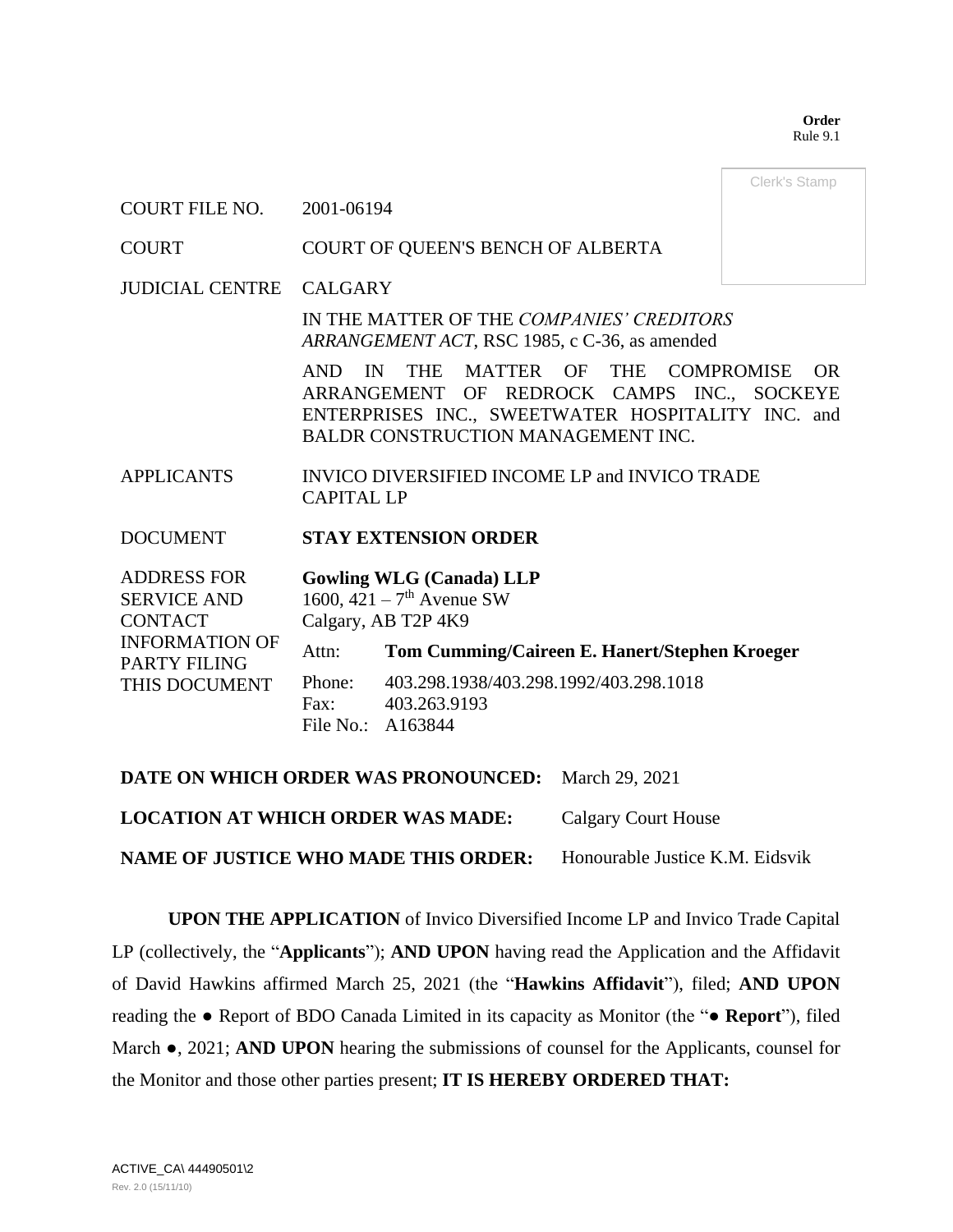**Order**
Rule 9.1

Clerk's Stamp

| | |
|---|---|
| COURT FILE NO. | 2001-06194 |
| COURT | COURT OF QUEEN'S BENCH OF ALBERTA |
| JUDICIAL CENTRE | CALGARY |
| | IN THE MATTER OF THE *COMPANIES' CREDITORS ARRANGEMENT ACT*, RSC 1985, c C-36, as amended |
| | AND IN THE MATTER OF THE COMPROMISE OR ARRANGEMENT OF REDROCK CAMPS INC., SOCKEYE ENTERPRISES INC., SWEETWATER HOSPITALITY INC. and BALDR CONSTRUCTION MANAGEMENT INC. |
| APPLICANTS | INVICO DIVERSIFIED INCOME LP and INVICO TRADE CAPITAL LP |
| DOCUMENT | **STAY EXTENSION ORDER** |
| ADDRESS FOR SERVICE AND CONTACT INFORMATION OF PARTY FILING THIS DOCUMENT | **Gowling WLG (Canada) LLP**<br>1600, 421 – 7th Avenue SW<br>Calgary, AB T2P 4K9<br>Attn: **Tom Cumming/Caireen E. Hanert/Stephen Kroeger**<br>Phone: 403.298.1938/403.298.1992/403.298.1018<br>Fax: 403.263.9193<br>File No.: A163844 |

**DATE ON WHICH ORDER WAS PRONOUNCED:** March 29, 2021

**LOCATION AT WHICH ORDER WAS MADE:** Calgary Court House

**NAME OF JUSTICE WHO MADE THIS ORDER:** Honourable Justice K.M. Eidsvik

**UPON THE APPLICATION** of Invico Diversified Income LP and Invico Trade Capital LP (collectively, the "**Applicants**"); **AND UPON** having read the Application and the Affidavit of David Hawkins affirmed March 25, 2021 (the "**Hawkins Affidavit**"), filed; **AND UPON** reading the ● Report of BDO Canada Limited in its capacity as Monitor (the "**● Report**"), filed March ●, 2021; **AND UPON** hearing the submissions of counsel for the Applicants, counsel for the Monitor and those other parties present; **IT IS HEREBY ORDERED THAT:**

ACTIVE_CA\ 44490501\2
Rev. 2.0 (15/11/10)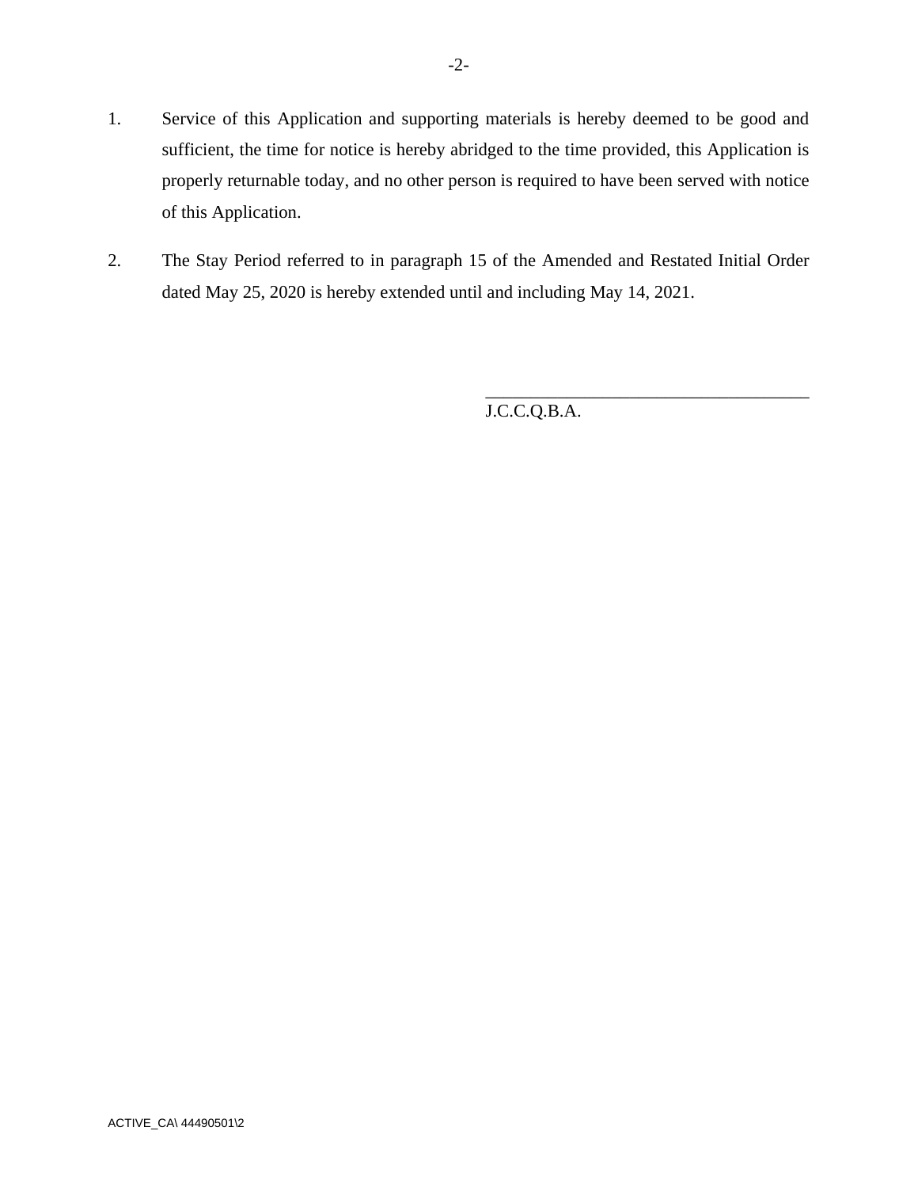1. Service of this Application and supporting materials is hereby deemed to be good and sufficient, the time for notice is hereby abridged to the time provided, this Application is properly returnable today, and no other person is required to have been served with notice of this Application.

2. The Stay Period referred to in paragraph 15 of the Amended and Restated Initial Order dated May 25, 2020 is hereby extended until and including May 14, 2021.

\_\_\_\_\_\_\_\_\_\_\_\_\_\_\_\_\_\_\_\_\_\_\_\_\_\_\_\_\_\_\_\_\_\_\_\_\_\_

J.C.C.Q.B.A.